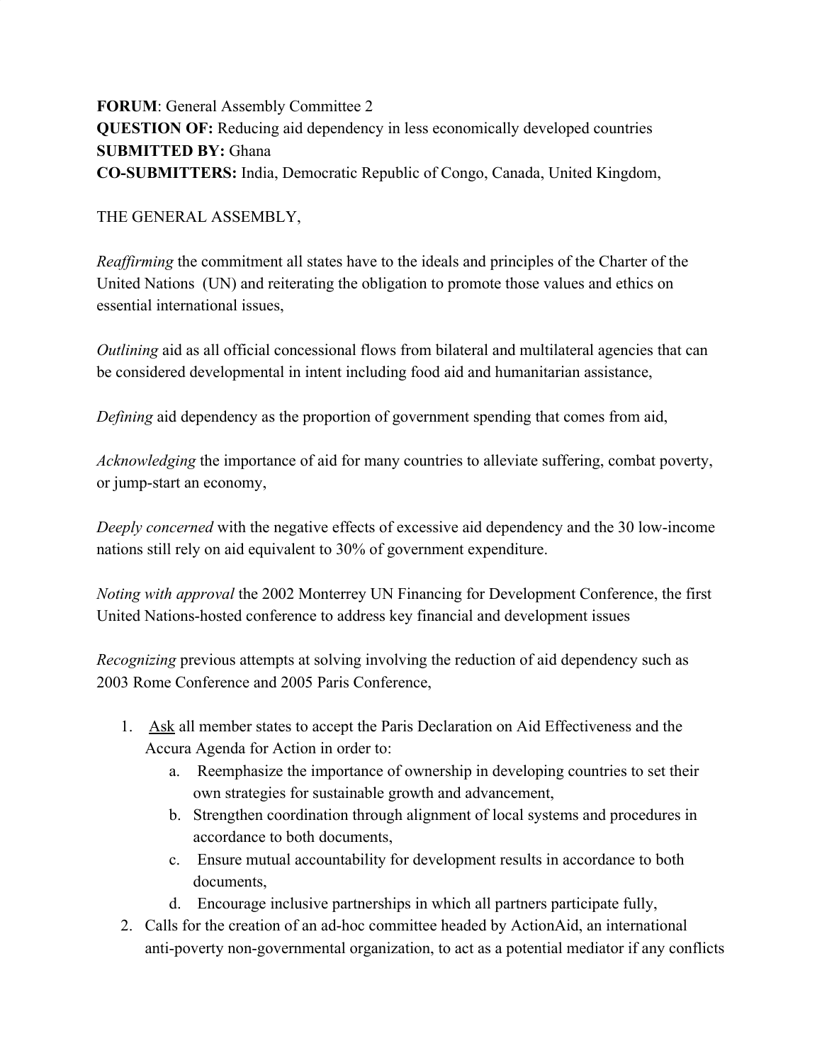**FORUM**: General Assembly Committee 2
**QUESTION OF:** Reducing aid dependency in less economically developed countries
**SUBMITTED BY:** Ghana
**CO-SUBMITTERS:** India, Democratic Republic of Congo, Canada, United Kingdom,

THE GENERAL ASSEMBLY,

*Reaffirming* the commitment all states have to the ideals and principles of the Charter of the United Nations (UN) and reiterating the obligation to promote those values and ethics on essential international issues,

*Outlining* aid as all official concessional flows from bilateral and multilateral agencies that can be considered developmental in intent including food aid and humanitarian assistance,

*Defining* aid dependency as the proportion of government spending that comes from aid,

*Acknowledging* the importance of aid for many countries to alleviate suffering, combat poverty, or jump-start an economy,

*Deeply concerned* with the negative effects of excessive aid dependency and the 30 low-income nations still rely on aid equivalent to 30% of government expenditure.

*Noting with approval* the 2002 Monterrey UN Financing for Development Conference, the first United Nations-hosted conference to address key financial and development issues

*Recognizing* previous attempts at solving involving the reduction of aid dependency such as 2003 Rome Conference and 2005 Paris Conference,

1. <u>Ask</u> all member states to accept the Paris Declaration on Aid Effectiveness and the Accura Agenda for Action in order to:
    a. Reemphasize the importance of ownership in developing countries to set their own strategies for sustainable growth and advancement,
    b. Strengthen coordination through alignment of local systems and procedures in accordance to both documents,
    c. Ensure mutual accountability for development results in accordance to both documents,
    d. Encourage inclusive partnerships in which all partners participate fully,
2. Calls for the creation of an ad-hoc committee headed by ActionAid, an international anti-poverty non-governmental organization, to act as a potential mediator if any conflicts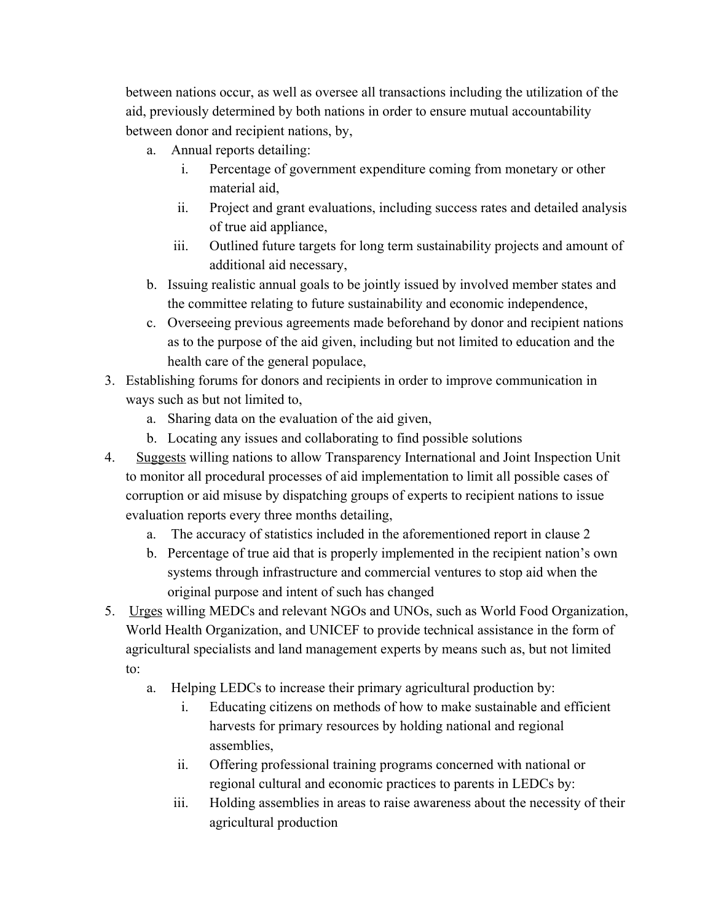between nations occur, as well as oversee all transactions including the utilization of the aid, previously determined by both nations in order to ensure mutual accountability between donor and recipient nations, by,

   a. Annual reports detailing:
      i. Percentage of government expenditure coming from monetary or other material aid,
      ii. Project and grant evaluations, including success rates and detailed analysis of true aid appliance,
      iii. Outlined future targets for long term sustainability projects and amount of additional aid necessary,
   b. Issuing realistic annual goals to be jointly issued by involved member states and the committee relating to future sustainability and economic independence,
   c. Overseeing previous agreements made beforehand by donor and recipient nations as to the purpose of the aid given, including but not limited to education and the health care of the general populace,

3. Establishing forums for donors and recipients in order to improve communication in ways such as but not limited to,
   a. Sharing data on the evaluation of the aid given,
   b. Locating any issues and collaborating to find possible solutions
4. <u>Suggests</u> willing nations to allow Transparency International and Joint Inspection Unit to monitor all procedural processes of aid implementation to limit all possible cases of corruption or aid misuse by dispatching groups of experts to recipient nations to issue evaluation reports every three months detailing,
   a. The accuracy of statistics included in the aforementioned report in clause 2
   b. Percentage of true aid that is properly implemented in the recipient nation's own systems through infrastructure and commercial ventures to stop aid when the original purpose and intent of such has changed
5. <u>Urges</u> willing MEDCs and relevant NGOs and UNOs, such as World Food Organization, World Health Organization, and UNICEF to provide technical assistance in the form of agricultural specialists and land management experts by means such as, but not limited to:
   a. Helping LEDCs to increase their primary agricultural production by:
      i. Educating citizens on methods of how to make sustainable and efficient harvests for primary resources by holding national and regional assemblies,
      ii. Offering professional training programs concerned with national or regional cultural and economic practices to parents in LEDCs by:
      iii. Holding assemblies in areas to raise awareness about the necessity of their agricultural production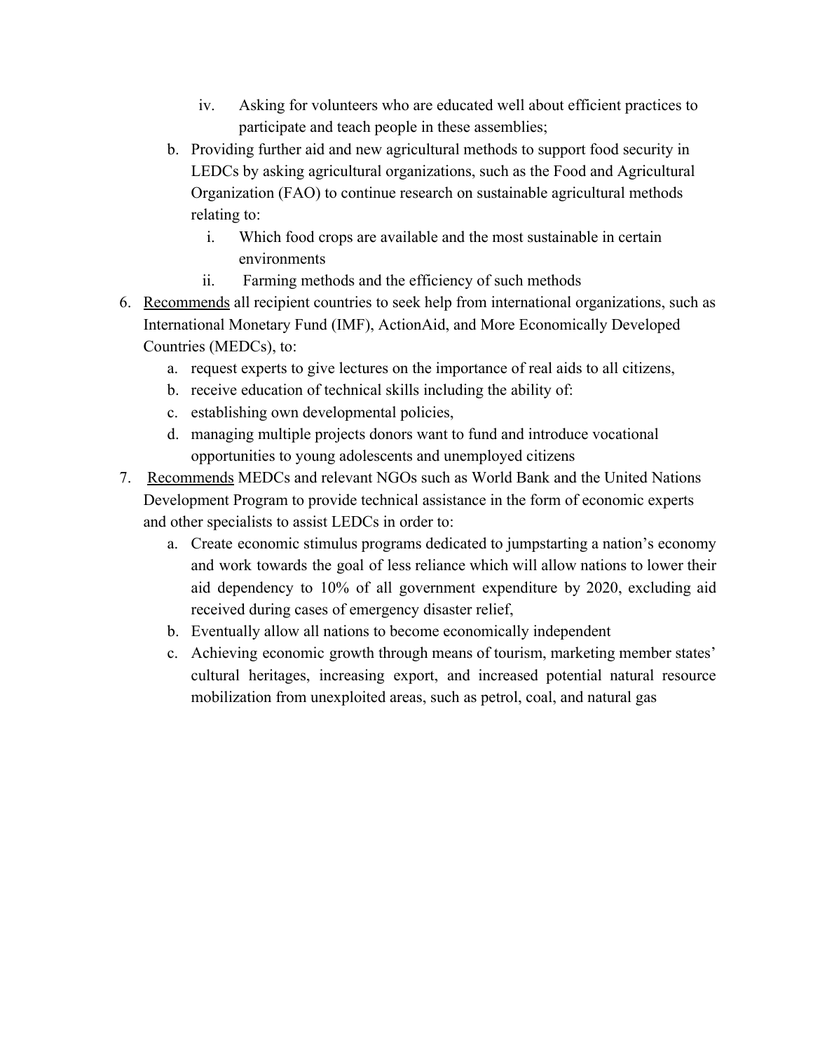iv. Asking for volunteers who are educated well about efficient practices to participate and teach people in these assemblies;

  b. Providing further aid and new agricultural methods to support food security in LEDCs by asking agricultural organizations, such as the Food and Agricultural Organization (FAO) to continue research on sustainable agricultural methods relating to:

    i. Which food crops are available and the most sustainable in certain environments

    ii. Farming methods and the efficiency of such methods

6. <u>Recommends</u> all recipient countries to seek help from international organizations, such as International Monetary Fund (IMF), ActionAid, and More Economically Developed Countries (MEDCs), to:

    a. request experts to give lectures on the importance of real aids to all citizens,

    b. receive education of technical skills including the ability of:

    c. establishing own developmental policies,

    d. managing multiple projects donors want to fund and introduce vocational opportunities to young adolescents and unemployed citizens

7. <u>Recommends</u> MEDCs and relevant NGOs such as World Bank and the United Nations Development Program to provide technical assistance in the form of economic experts and other specialists to assist LEDCs in order to:

    a. Create economic stimulus programs dedicated to jumpstarting a nation's economy and work towards the goal of less reliance which will allow nations to lower their aid dependency to 10% of all government expenditure by 2020, excluding aid received during cases of emergency disaster relief,

    b. Eventually allow all nations to become economically independent

    c. Achieving economic growth through means of tourism, marketing member states' cultural heritages, increasing export, and increased potential natural resource mobilization from unexploited areas, such as petrol, coal, and natural gas